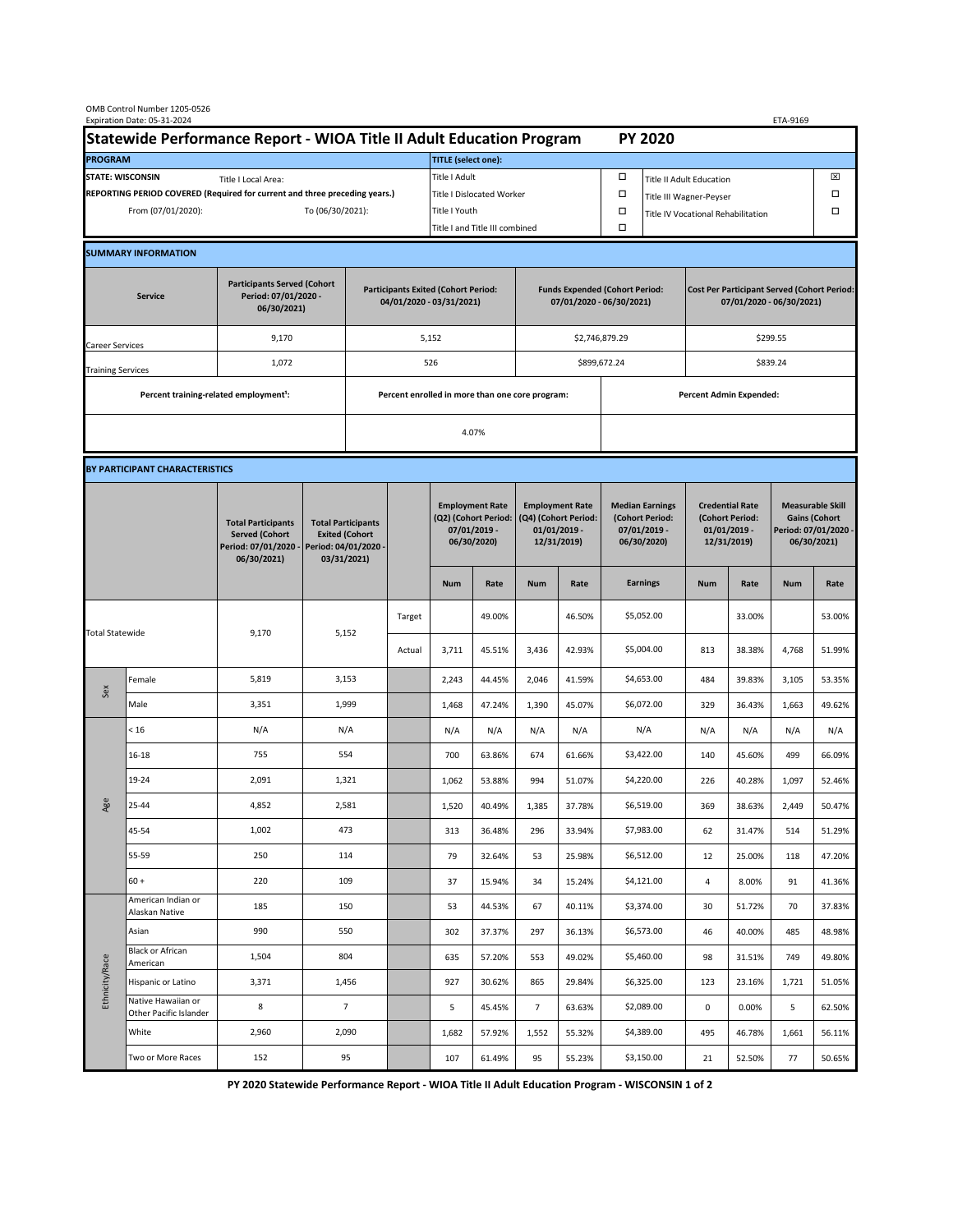OMB Control Number 1205-0526
Expiration Date: 05-31-2024

ETA-9169

# Statewide Performance Report - WIOA Title II Adult Education Program — PY 2020

| PROGRAM | | TITLE (select one): | | | |
|---|---|---|---|---|---|
| STATE: WISCONSIN | Title I Local Area: | Title I Adult | ☐ | Title II Adult Education | ☒ |
| REPORTING PERIOD COVERED (Required for current and three preceding years.) | | Title I Dislocated Worker | ☐ | Title III Wagner-Peyser | ☐ |
| From (07/01/2020): | To (06/30/2021): | Title I Youth | ☐ | Title IV Vocational Rehabilitation | ☐ |
| | | Title I and Title III combined | ☐ | | |

## SUMMARY INFORMATION

| Service | Participants Served (Cohort Period: 07/01/2020 - 06/30/2021) | Participants Exited (Cohort Period: 04/01/2020 - 03/31/2021) | Funds Expended (Cohort Period: 07/01/2020 - 06/30/2021) | Cost Per Participant Served (Cohort Period: 07/01/2020 - 06/30/2021) |
|---|---|---|---|---|
| Career Services | 9,170 | 5,152 | $2,746,879.29 | $299.55 |
| Training Services | 1,072 | 526 | $899,672.24 | $839.24 |

| Percent training-related employment[1]: | Percent enrolled in more than one core program: | Percent Admin Expended: |
|---|---|---|
| | 4.07% | |

## BY PARTICIPANT CHARACTERISTICS

| | | Total Participants Served (Cohort Period: 07/01/2020 - 06/30/2021) | Total Participants Exited (Cohort Period: 04/01/2020 - 03/31/2021) | | Employment Rate (Q2) (Cohort Period: 07/01/2019 - 06/30/2020) | | Employment Rate (Q4) (Cohort Period: 01/01/2019 - 12/31/2019) | | Median Earnings (Cohort Period: 07/01/2019 - 06/30/2020) | Credential Rate (Cohort Period: 01/01/2019 - 12/31/2019) | | Measurable Skill Gains (Cohort Period: 07/01/2020 - 06/30/2021) | |
|---|---|---|---|---|---|---|---|---|---|---|---|---|---|
| | | | | | Num | Rate | Num | Rate | Earnings | Num | Rate | Num | Rate |
| Total Statewide | | 9,170 | 5,152 | Target | | 49.00% | | 46.50% | $5,052.00 | | 33.00% | | 53.00% |
| | | | | Actual | 3,711 | 45.51% | 3,436 | 42.93% | $5,004.00 | 813 | 38.38% | 4,768 | 51.99% |
| Sex | Female | 5,819 | 3,153 | | 2,243 | 44.45% | 2,046 | 41.59% | $4,653.00 | 484 | 39.83% | 3,105 | 53.35% |
| | Male | 3,351 | 1,999 | | 1,468 | 47.24% | 1,390 | 45.07% | $6,072.00 | 329 | 36.43% | 1,663 | 49.62% |
| Age | < 16 | N/A | N/A | | N/A | N/A | N/A | N/A | N/A | N/A | N/A | N/A | N/A |
| | 16-18 | 755 | 554 | | 700 | 63.86% | 674 | 61.66% | $3,422.00 | 140 | 45.60% | 499 | 66.09% |
| | 19-24 | 2,091 | 1,321 | | 1,062 | 53.88% | 994 | 51.07% | $4,220.00 | 226 | 40.28% | 1,097 | 52.46% |
| | 25-44 | 4,852 | 2,581 | | 1,520 | 40.49% | 1,385 | 37.78% | $6,519.00 | 369 | 38.63% | 2,449 | 50.47% |
| | 45-54 | 1,002 | 473 | | 313 | 36.48% | 296 | 33.94% | $7,983.00 | 62 | 31.47% | 514 | 51.29% |
| | 55-59 | 250 | 114 | | 79 | 32.64% | 53 | 25.98% | $6,512.00 | 12 | 25.00% | 118 | 47.20% |
| | 60 + | 220 | 109 | | 37 | 15.94% | 34 | 15.24% | $4,121.00 | 4 | 8.00% | 91 | 41.36% |
| Ethnicity/Race | American Indian or Alaskan Native | 185 | 150 | | 53 | 44.53% | 67 | 40.11% | $3,374.00 | 30 | 51.72% | 70 | 37.83% |
| | Asian | 990 | 550 | | 302 | 37.37% | 297 | 36.13% | $6,573.00 | 46 | 40.00% | 485 | 48.98% |
| | Black or African American | 1,504 | 804 | | 635 | 57.20% | 553 | 49.02% | $5,460.00 | 98 | 31.51% | 749 | 49.80% |
| | Hispanic or Latino | 3,371 | 1,456 | | 927 | 30.62% | 865 | 29.84% | $6,325.00 | 123 | 23.16% | 1,721 | 51.05% |
| | Native Hawaiian or Other Pacific Islander | 8 | 7 | | 5 | 45.45% | 7 | 63.63% | $2,089.00 | 0 | 0.00% | 5 | 62.50% |
| | White | 2,960 | 2,090 | | 1,682 | 57.92% | 1,552 | 55.32% | $4,389.00 | 495 | 46.78% | 1,661 | 56.11% |
| | Two or More Races | 152 | 95 | | 107 | 61.49% | 95 | 55.23% | $3,150.00 | 21 | 52.50% | 77 | 50.65% |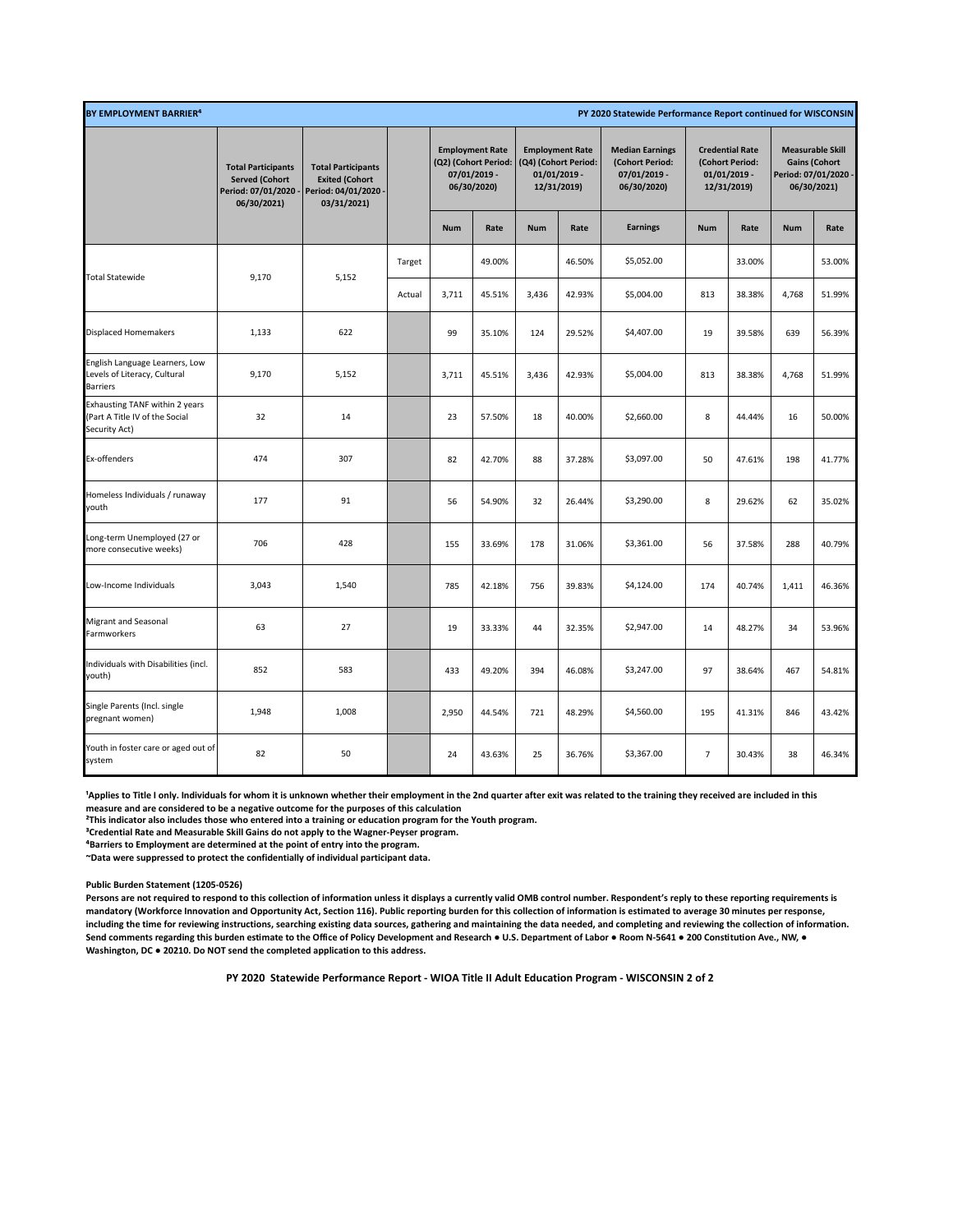| BY EMPLOYMENT BARRIER[4] | | | | | | | | | | | | |
|---|---|---|---|---|---|---|---|---|---|---|---|---|
| | Total Participants Served (Cohort Period: 07/01/2020 - 06/30/2021) | Total Participants Exited (Cohort Period: 04/01/2020 - 03/31/2021) | | Employment Rate (Q2) (Cohort Period: 07/01/2019 - 06/30/2020) | | Employment Rate (Q4) (Cohort Period: 01/01/2019 - 12/31/2019) | | Median Earnings (Cohort Period: 07/01/2019 - 06/30/2020) | Credential Rate (Cohort Period: 01/01/2019 - 12/31/2019) | | Measurable Skill Gains (Cohort Period: 07/01/2020 - 06/30/2021) | |
| | | | | Num | Rate | Num | Rate | Earnings | Num | Rate | Num | Rate |
| Total Statewide | 9,170 | 5,152 | Target | | 49.00% | | 46.50% | $5,052.00 | | 33.00% | | 53.00% |
| | | | Actual | 3,711 | 45.51% | 3,436 | 42.93% | $5,004.00 | 813 | 38.38% | 4,768 | 51.99% |
| Displaced Homemakers | 1,133 | 622 | | 99 | 35.10% | 124 | 29.52% | $4,407.00 | 19 | 39.58% | 639 | 56.39% |
| English Language Learners, Low Levels of Literacy, Cultural Barriers | 9,170 | 5,152 | | 3,711 | 45.51% | 3,436 | 42.93% | $5,004.00 | 813 | 38.38% | 4,768 | 51.99% |
| Exhausting TANF within 2 years (Part A Title IV of the Social Security Act) | 32 | 14 | | 23 | 57.50% | 18 | 40.00% | $2,660.00 | 8 | 44.44% | 16 | 50.00% |
| Ex-offenders | 474 | 307 | | 82 | 42.70% | 88 | 37.28% | $3,097.00 | 50 | 47.61% | 198 | 41.77% |
| Homeless Individuals / runaway youth | 177 | 91 | | 56 | 54.90% | 32 | 26.44% | $3,290.00 | 8 | 29.62% | 62 | 35.02% |
| Long-term Unemployed (27 or more consecutive weeks) | 706 | 428 | | 155 | 33.69% | 178 | 31.06% | $3,361.00 | 56 | 37.58% | 288 | 40.79% |
| Low-Income Individuals | 3,043 | 1,540 | | 785 | 42.18% | 756 | 39.83% | $4,124.00 | 174 | 40.74% | 1,411 | 46.36% |
| Migrant and Seasonal Farmworkers | 63 | 27 | | 19 | 33.33% | 44 | 32.35% | $2,947.00 | 14 | 48.27% | 34 | 53.96% |
| Individuals with Disabilities (incl. youth) | 852 | 583 | | 433 | 49.20% | 394 | 46.08% | $3,247.00 | 97 | 38.64% | 467 | 54.81% |
| Single Parents (Incl. single pregnant women) | 1,948 | 1,008 | | 2,950 | 44.54% | 721 | 48.29% | $4,560.00 | 195 | 41.31% | 846 | 43.42% |
| Youth in foster care or aged out of system | 82 | 50 | | 24 | 43.63% | 25 | 36.76% | $3,367.00 | 7 | 30.43% | 38 | 46.34% |

**[1]Applies to Title I only. Individuals for whom it is unknown whether their employment in the 2nd quarter after exit was related to the training they received are included in this measure and are considered to be a negative outcome for the purposes of this calculation**

**[2]This indicator also includes those who entered into a training or education program for the Youth program.**

**[3]Credential Rate and Measurable Skill Gains do not apply to the Wagner-Peyser program.**

**[4]Barriers to Employment are determined at the point of entry into the program.**

**~Data were suppressed to protect the confidentially of individual participant data.**

**Public Burden Statement (1205-0526)**

**Persons are not required to respond to this collection of information unless it displays a currently valid OMB control number. Respondent's reply to these reporting requirements is mandatory (Workforce Innovation and Opportunity Act, Section 116). Public reporting burden for this collection of information is estimated to average 30 minutes per response, including the time for reviewing instructions, searching existing data sources, gathering and maintaining the data needed, and completing and reviewing the collection of information. Send comments regarding this burden estimate to the Office of Policy Development and Research ● U.S. Department of Labor ● Room N-5641 ● 200 Constitution Ave., NW, ● Washington, DC ● 20210. Do NOT send the completed application to this address.**

**PY 2020 Statewide Performance Report - WIOA Title II Adult Education Program - WISCONSIN 2 of 2**